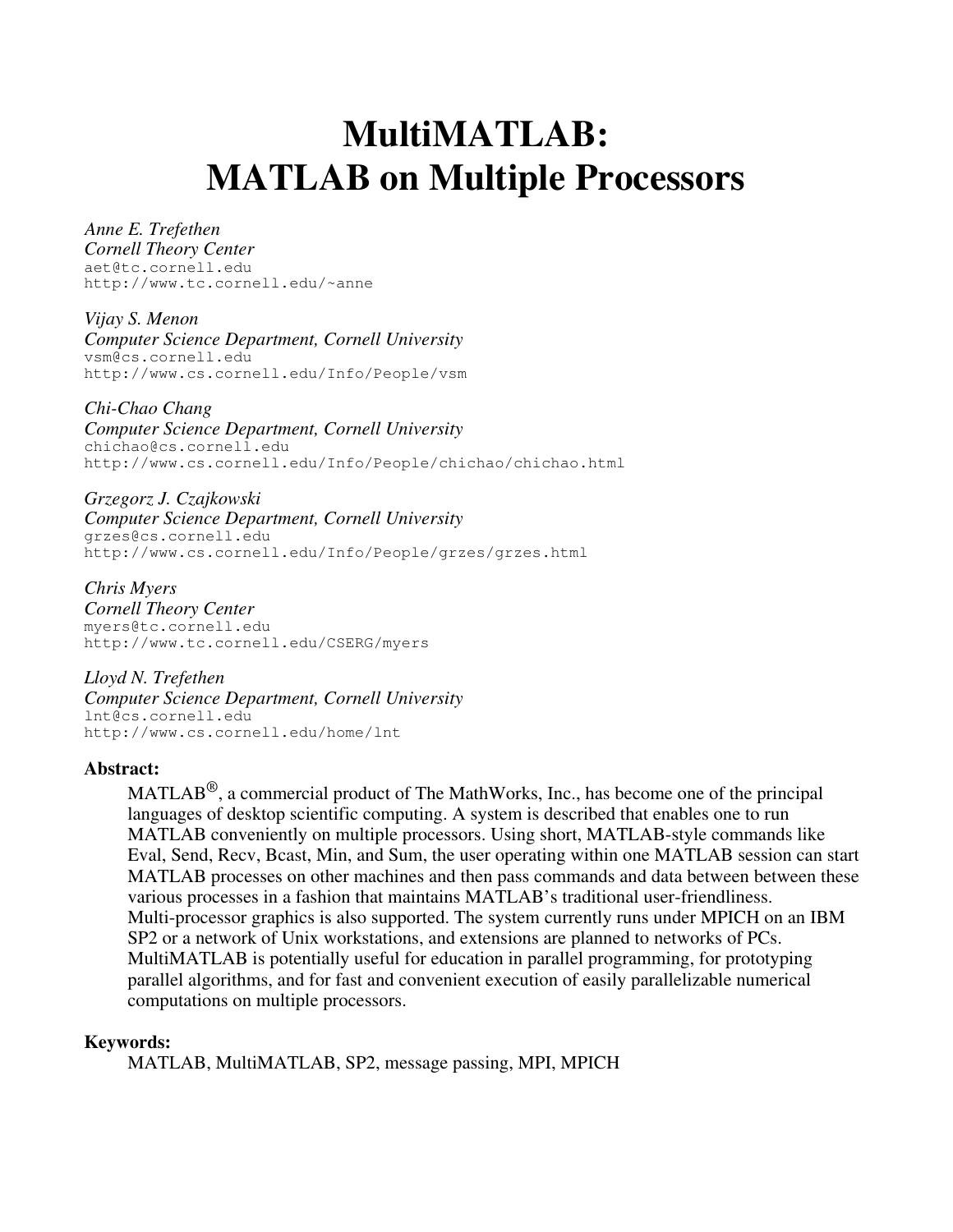# MultiMATLAB: MATLAB on Multiple Processors

*Anne E. Trefethen*
*Cornell Theory Center*
aet@tc.cornell.edu
http://www.tc.cornell.edu/~anne

*Vijay S. Menon*
*Computer Science Department, Cornell University*
vsm@cs.cornell.edu
http://www.cs.cornell.edu/Info/People/vsm

*Chi-Chao Chang*
*Computer Science Department, Cornell University*
chichao@cs.cornell.edu
http://www.cs.cornell.edu/Info/People/chichao/chichao.html

*Grzegorz J. Czajkowski*
*Computer Science Department, Cornell University*
grzes@cs.cornell.edu
http://www.cs.cornell.edu/Info/People/grzes/grzes.html

*Chris Myers*
*Cornell Theory Center*
myers@tc.cornell.edu
http://www.tc.cornell.edu/CSERG/myers

*Lloyd N. Trefethen*
*Computer Science Department, Cornell University*
lnt@cs.cornell.edu
http://www.cs.cornell.edu/home/lnt

**Abstract:**

MATLAB®, a commercial product of The MathWorks, Inc., has become one of the principal languages of desktop scientific computing. A system is described that enables one to run MATLAB conveniently on multiple processors. Using short, MATLAB-style commands like Eval, Send, Recv, Bcast, Min, and Sum, the user operating within one MATLAB session can start MATLAB processes on other machines and then pass commands and data between between these various processes in a fashion that maintains MATLAB's traditional user-friendliness. Multi-processor graphics is also supported. The system currently runs under MPICH on an IBM SP2 or a network of Unix workstations, and extensions are planned to networks of PCs. MultiMATLAB is potentially useful for education in parallel programming, for prototyping parallel algorithms, and for fast and convenient execution of easily parallelizable numerical computations on multiple processors.

**Keywords:**

MATLAB, MultiMATLAB, SP2, message passing, MPI, MPICH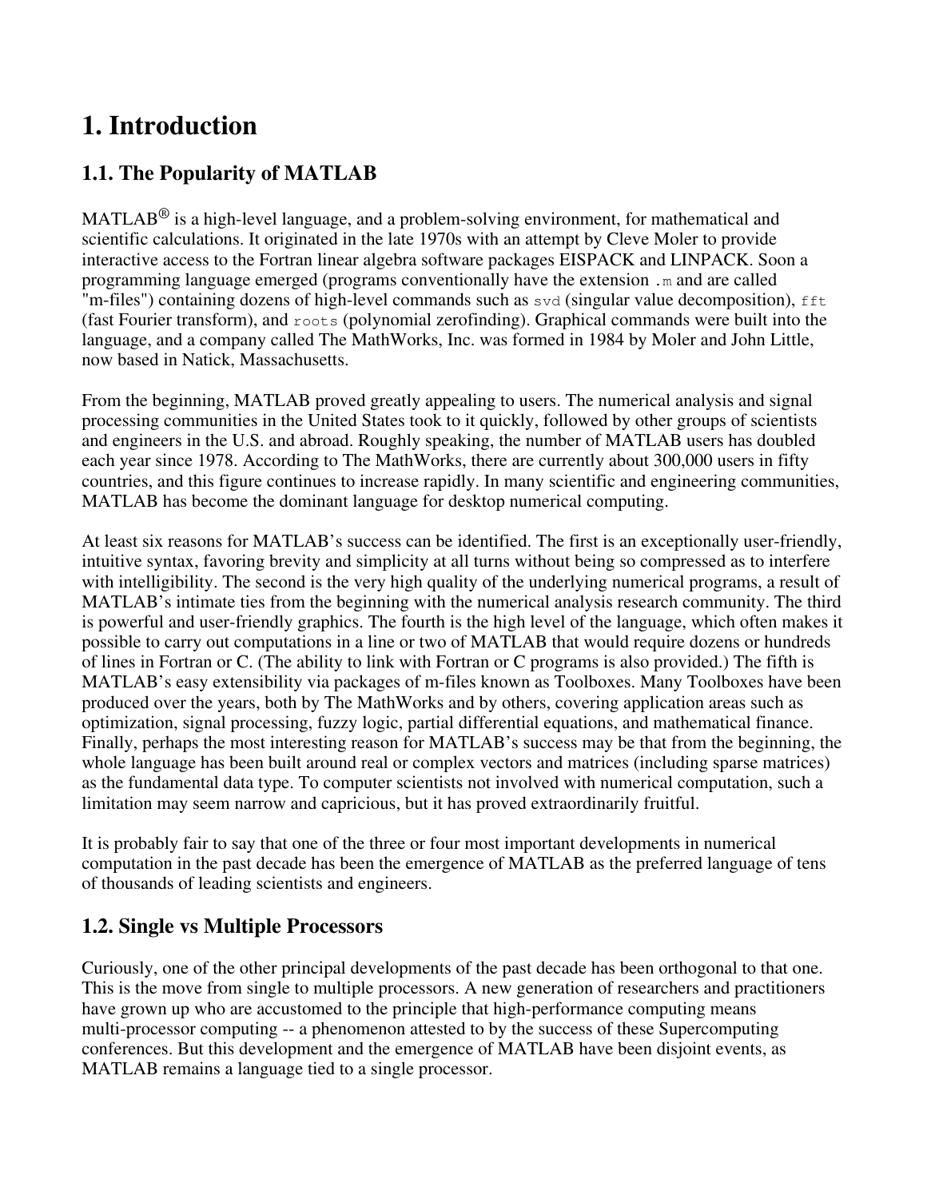# 1. Introduction

## 1.1. The Popularity of MATLAB

MATLAB® is a high-level language, and a problem-solving environment, for mathematical and scientific calculations. It originated in the late 1970s with an attempt by Cleve Moler to provide interactive access to the Fortran linear algebra software packages EISPACK and LINPACK. Soon a programming language emerged (programs conventionally have the extension `.m` and are called "m-files") containing dozens of high-level commands such as `svd` (singular value decomposition), `fft` (fast Fourier transform), and `roots` (polynomial zerofinding). Graphical commands were built into the language, and a company called The MathWorks, Inc. was formed in 1984 by Moler and John Little, now based in Natick, Massachusetts.

From the beginning, MATLAB proved greatly appealing to users. The numerical analysis and signal processing communities in the United States took to it quickly, followed by other groups of scientists and engineers in the U.S. and abroad. Roughly speaking, the number of MATLAB users has doubled each year since 1978. According to The MathWorks, there are currently about 300,000 users in fifty countries, and this figure continues to increase rapidly. In many scientific and engineering communities, MATLAB has become the dominant language for desktop numerical computing.

At least six reasons for MATLAB's success can be identified. The first is an exceptionally user-friendly, intuitive syntax, favoring brevity and simplicity at all turns without being so compressed as to interfere with intelligibility. The second is the very high quality of the underlying numerical programs, a result of MATLAB's intimate ties from the beginning with the numerical analysis research community. The third is powerful and user-friendly graphics. The fourth is the high level of the language, which often makes it possible to carry out computations in a line or two of MATLAB that would require dozens or hundreds of lines in Fortran or C. (The ability to link with Fortran or C programs is also provided.) The fifth is MATLAB's easy extensibility via packages of m-files known as Toolboxes. Many Toolboxes have been produced over the years, both by The MathWorks and by others, covering application areas such as optimization, signal processing, fuzzy logic, partial differential equations, and mathematical finance. Finally, perhaps the most interesting reason for MATLAB's success may be that from the beginning, the whole language has been built around real or complex vectors and matrices (including sparse matrices) as the fundamental data type. To computer scientists not involved with numerical computation, such a limitation may seem narrow and capricious, but it has proved extraordinarily fruitful.

It is probably fair to say that one of the three or four most important developments in numerical computation in the past decade has been the emergence of MATLAB as the preferred language of tens of thousands of leading scientists and engineers.

## 1.2. Single vs Multiple Processors

Curiously, one of the other principal developments of the past decade has been orthogonal to that one. This is the move from single to multiple processors. A new generation of researchers and practitioners have grown up who are accustomed to the principle that high-performance computing means multi-processor computing -- a phenomenon attested to by the success of these Supercomputing conferences. But this development and the emergence of MATLAB have been disjoint events, as MATLAB remains a language tied to a single processor.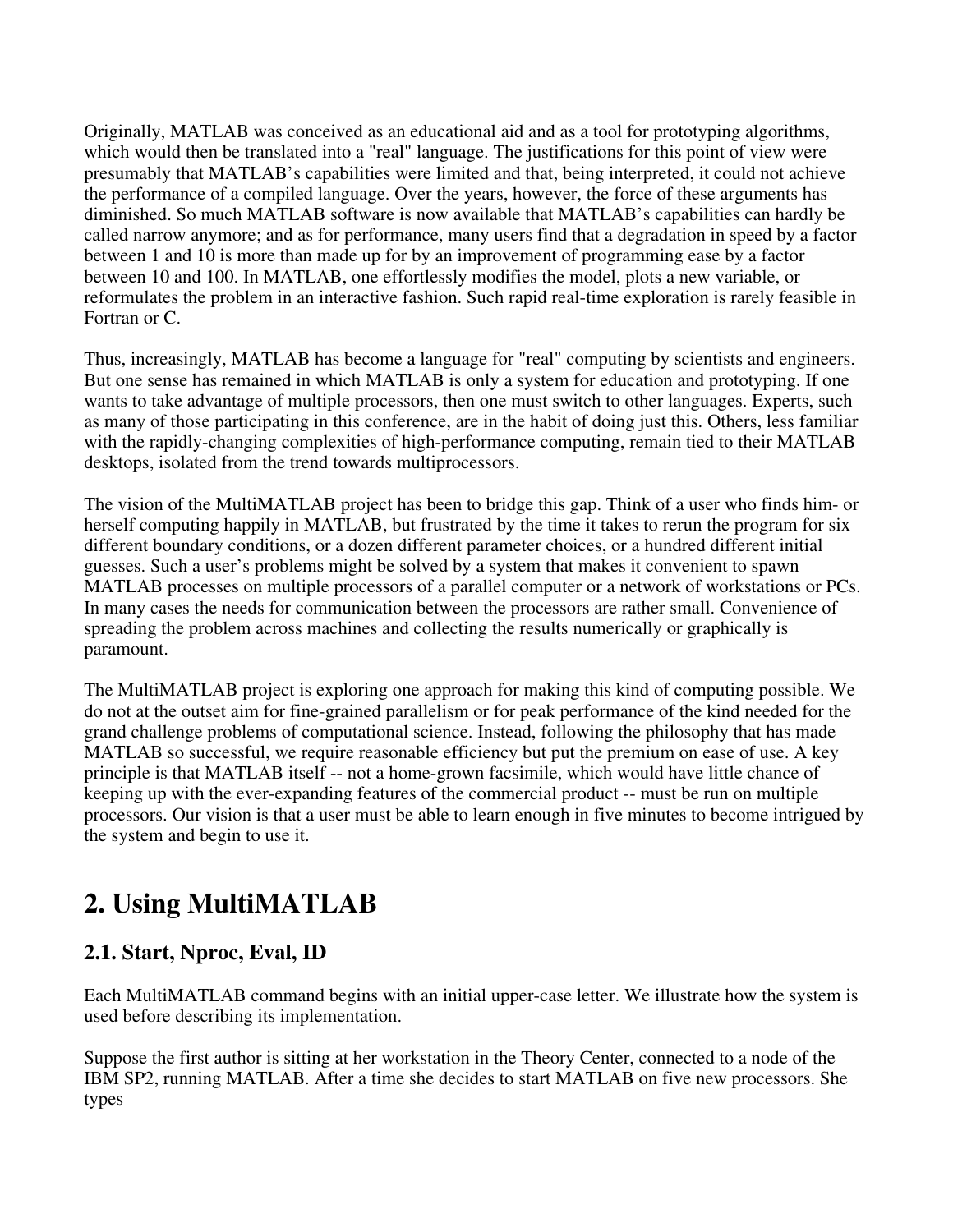Originally, MATLAB was conceived as an educational aid and as a tool for prototyping algorithms, which would then be translated into a "real" language. The justifications for this point of view were presumably that MATLAB's capabilities were limited and that, being interpreted, it could not achieve the performance of a compiled language. Over the years, however, the force of these arguments has diminished. So much MATLAB software is now available that MATLAB's capabilities can hardly be called narrow anymore; and as for performance, many users find that a degradation in speed by a factor between 1 and 10 is more than made up for by an improvement of programming ease by a factor between 10 and 100. In MATLAB, one effortlessly modifies the model, plots a new variable, or reformulates the problem in an interactive fashion. Such rapid real-time exploration is rarely feasible in Fortran or C.

Thus, increasingly, MATLAB has become a language for "real" computing by scientists and engineers. But one sense has remained in which MATLAB is only a system for education and prototyping. If one wants to take advantage of multiple processors, then one must switch to other languages. Experts, such as many of those participating in this conference, are in the habit of doing just this. Others, less familiar with the rapidly-changing complexities of high-performance computing, remain tied to their MATLAB desktops, isolated from the trend towards multiprocessors.

The vision of the MultiMATLAB project has been to bridge this gap. Think of a user who finds him- or herself computing happily in MATLAB, but frustrated by the time it takes to rerun the program for six different boundary conditions, or a dozen different parameter choices, or a hundred different initial guesses. Such a user's problems might be solved by a system that makes it convenient to spawn MATLAB processes on multiple processors of a parallel computer or a network of workstations or PCs. In many cases the needs for communication between the processors are rather small. Convenience of spreading the problem across machines and collecting the results numerically or graphically is paramount.

The MultiMATLAB project is exploring one approach for making this kind of computing possible. We do not at the outset aim for fine-grained parallelism or for peak performance of the kind needed for the grand challenge problems of computational science. Instead, following the philosophy that has made MATLAB so successful, we require reasonable efficiency but put the premium on ease of use. A key principle is that MATLAB itself -- not a home-grown facsimile, which would have little chance of keeping up with the ever-expanding features of the commercial product -- must be run on multiple processors. Our vision is that a user must be able to learn enough in five minutes to become intrigued by the system and begin to use it.

## 2. Using MultiMATLAB

### 2.1. Start, Nproc, Eval, ID

Each MultiMATLAB command begins with an initial upper-case letter. We illustrate how the system is used before describing its implementation.

Suppose the first author is sitting at her workstation in the Theory Center, connected to a node of the IBM SP2, running MATLAB. After a time she decides to start MATLAB on five new processors. She types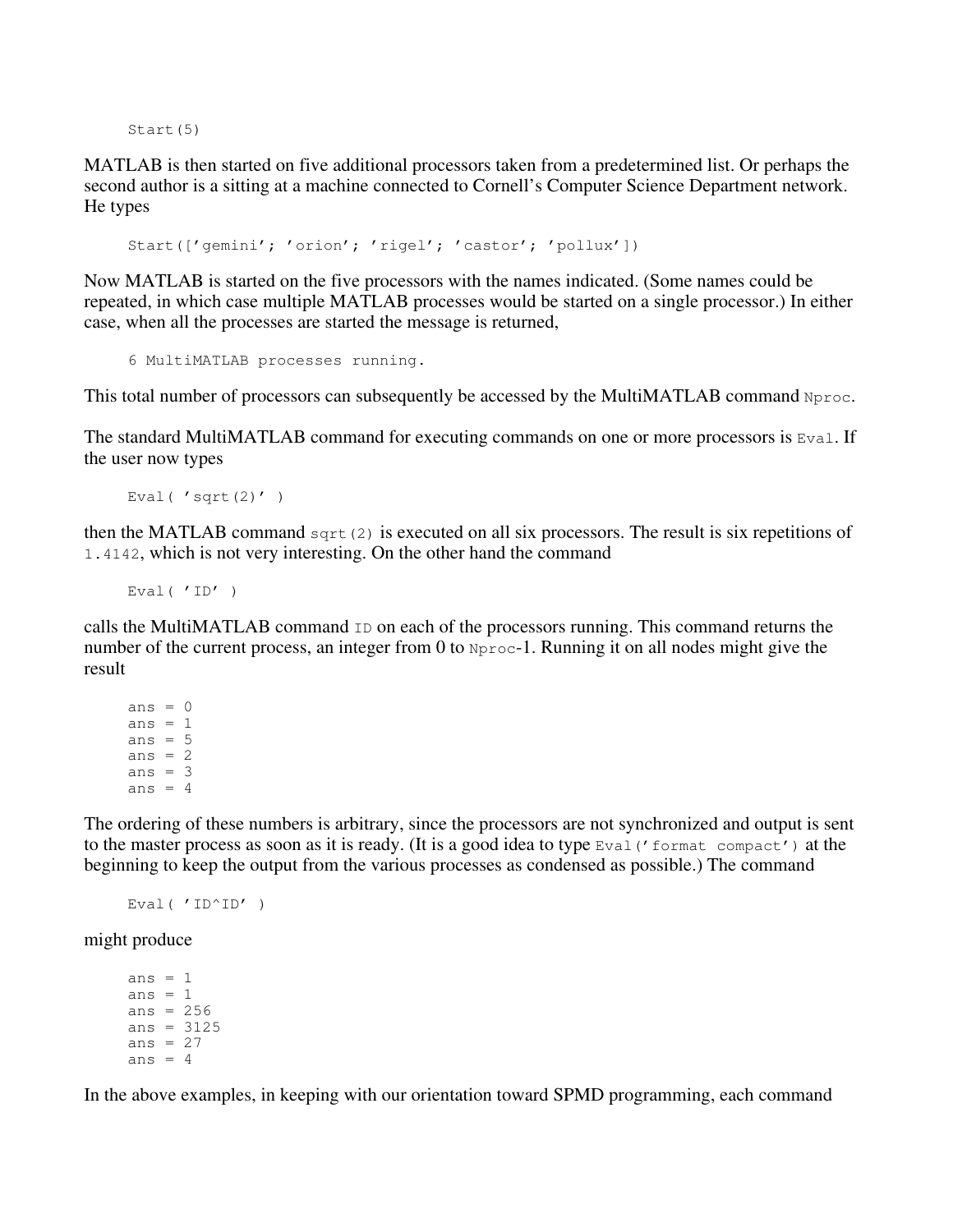```
Start(5)
```

MATLAB is then started on five additional processors taken from a predetermined list. Or perhaps the second author is a sitting at a machine connected to Cornell's Computer Science Department network. He types

```
Start(['gemini'; 'orion'; 'rigel'; 'castor'; 'pollux'])
```

Now MATLAB is started on the five processors with the names indicated. (Some names could be repeated, in which case multiple MATLAB processes would be started on a single processor.) In either case, when all the processes are started the message is returned,

```
6 MultiMATLAB processes running.
```

This total number of processors can subsequently be accessed by the MultiMATLAB command `Nproc`.

The standard MultiMATLAB command for executing commands on one or more processors is `Eval`. If the user now types

```
Eval( 'sqrt(2)' )
```

then the MATLAB command `sqrt(2)` is executed on all six processors. The result is six repetitions of `1.4142`, which is not very interesting. On the other hand the command

```
Eval( 'ID' )
```

calls the MultiMATLAB command `ID` on each of the processors running. This command returns the number of the current process, an integer from 0 to `Nproc`-1. Running it on all nodes might give the result

```
ans = 0
ans = 1
ans = 5
ans = 2
ans = 3
ans = 4
```

The ordering of these numbers is arbitrary, since the processors are not synchronized and output is sent to the master process as soon as it is ready. (It is a good idea to type `Eval('format compact')` at the beginning to keep the output from the various processes as condensed as possible.) The command

```
Eval( 'ID^ID' )
```

might produce

```
ans = 1
ans = 1
ans = 256
ans = 3125
ans = 27
ans = 4
```

In the above examples, in keeping with our orientation toward SPMD programming, each command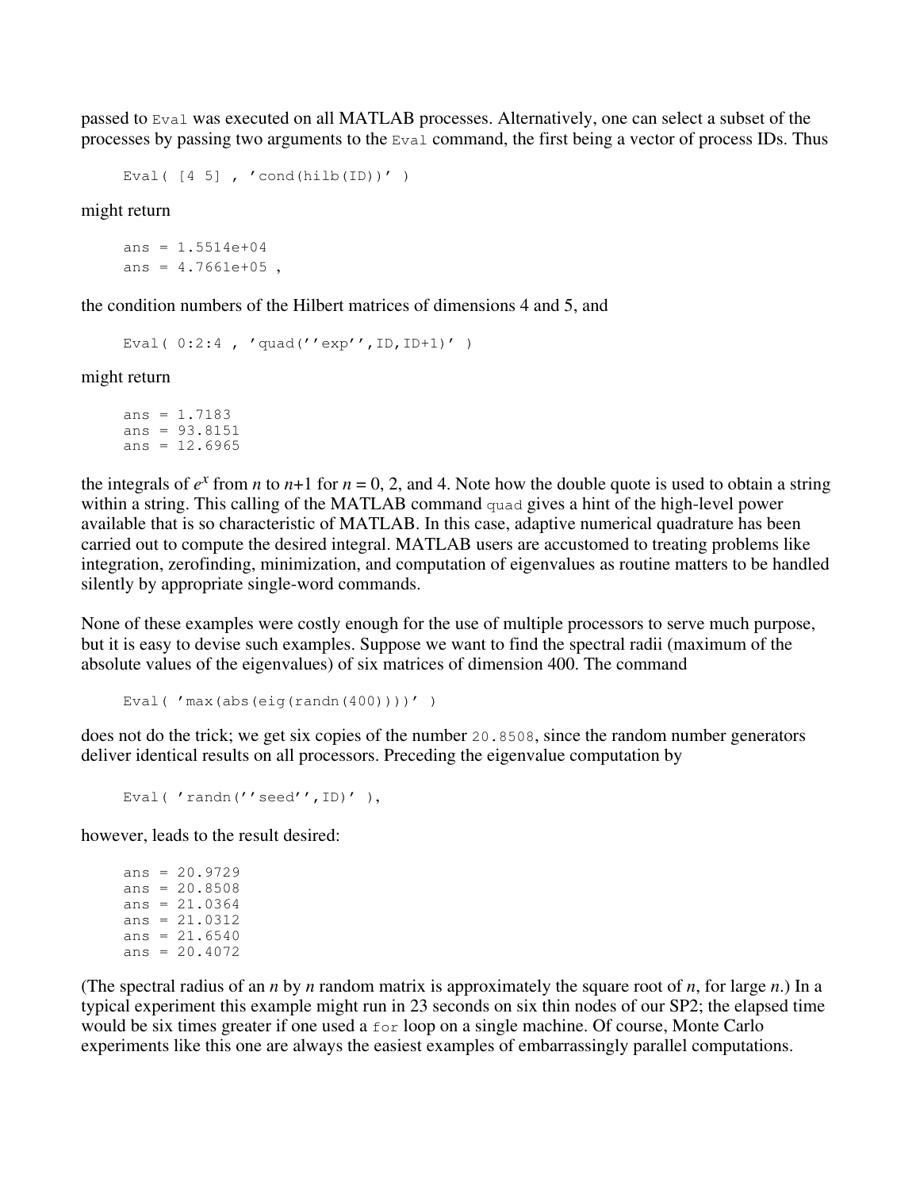passed to `Eval` was executed on all MATLAB processes. Alternatively, one can select a subset of the processes by passing two arguments to the `Eval` command, the first being a vector of process IDs. Thus

```
Eval( [4 5] , 'cond(hilb(ID))' )
```

might return

```
ans = 1.5514e+04
ans = 4.7661e+05 ,
```

the condition numbers of the Hilbert matrices of dimensions 4 and 5, and

```
Eval( 0:2:4 , 'quad(''exp'',ID,ID+1)' )
```

might return

```
ans = 1.7183
ans = 93.8151
ans = 12.6965
```

the integrals of $e^x$ from $n$ to $n$+1 for $n$ = 0, 2, and 4. Note how the double quote is used to obtain a string within a string. This calling of the MATLAB command `quad` gives a hint of the high-level power available that is so characteristic of MATLAB. In this case, adaptive numerical quadrature has been carried out to compute the desired integral. MATLAB users are accustomed to treating problems like integration, zerofinding, minimization, and computation of eigenvalues as routine matters to be handled silently by appropriate single-word commands.

None of these examples were costly enough for the use of multiple processors to serve much purpose, but it is easy to devise such examples. Suppose we want to find the spectral radii (maximum of the absolute values of the eigenvalues) of six matrices of dimension 400. The command

```
Eval( 'max(abs(eig(randn(400))))' )
```

does not do the trick; we get six copies of the number `20.8508`, since the random number generators deliver identical results on all processors. Preceding the eigenvalue computation by

```
Eval( 'randn(''seed'',ID)' ),
```

however, leads to the result desired:

```
ans = 20.9729
ans = 20.8508
ans = 21.0364
ans = 21.0312
ans = 21.6540
ans = 20.4072
```

(The spectral radius of an $n$ by $n$ random matrix is approximately the square root of $n$, for large $n$.) In a typical experiment this example might run in 23 seconds on six thin nodes of our SP2; the elapsed time would be six times greater if one used a `for` loop on a single machine. Of course, Monte Carlo experiments like this one are always the easiest examples of embarrassingly parallel computations.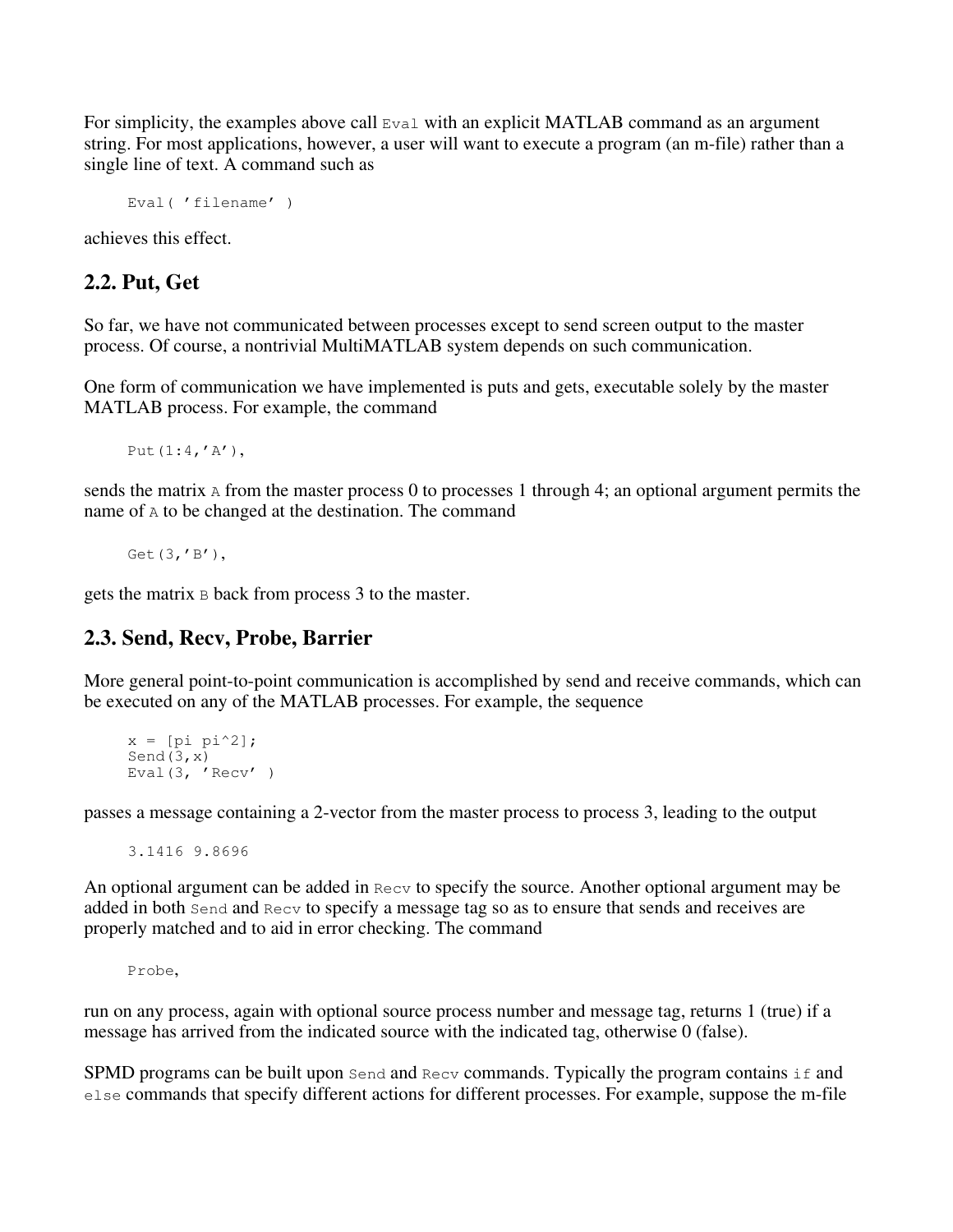For simplicity, the examples above call `Eval` with an explicit MATLAB command as an argument string. For most applications, however, a user will want to execute a program (an m-file) rather than a single line of text. A command such as

```
Eval( 'filename' )
```

achieves this effect.

## 2.2. Put, Get

So far, we have not communicated between processes except to send screen output to the master process. Of course, a nontrivial MultiMATLAB system depends on such communication.

One form of communication we have implemented is puts and gets, executable solely by the master MATLAB process. For example, the command

```
Put(1:4,'A'),
```

sends the matrix `A` from the master process 0 to processes 1 through 4; an optional argument permits the name of `A` to be changed at the destination. The command

```
Get(3,'B'),
```

gets the matrix `B` back from process 3 to the master.

## 2.3. Send, Recv, Probe, Barrier

More general point-to-point communication is accomplished by send and receive commands, which can be executed on any of the MATLAB processes. For example, the sequence

```
x = [pi pi^2];
Send(3,x)
Eval(3, 'Recv' )
```

passes a message containing a 2-vector from the master process to process 3, leading to the output

```
3.1416 9.8696
```

An optional argument can be added in `Recv` to specify the source. Another optional argument may be added in both `Send` and `Recv` to specify a message tag so as to ensure that sends and receives are properly matched and to aid in error checking. The command

```
Probe,
```

run on any process, again with optional source process number and message tag, returns 1 (true) if a message has arrived from the indicated source with the indicated tag, otherwise 0 (false).

SPMD programs can be built upon `Send` and `Recv` commands. Typically the program contains `if` and `else` commands that specify different actions for different processes. For example, suppose the m-file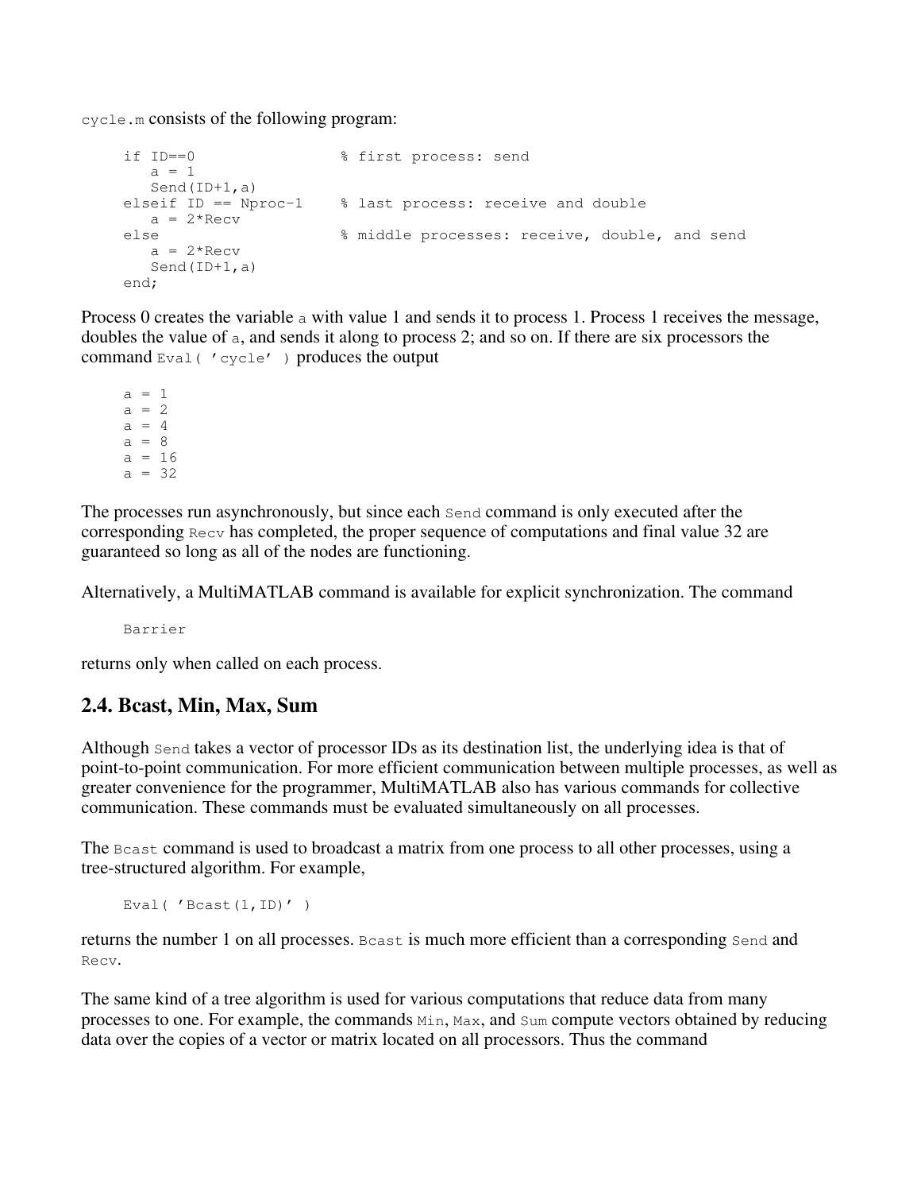`cycle.m` consists of the following program:

```
if ID==0                % first process: send
   a = 1
   Send(ID+1,a)
elseif ID == Nproc-1    % last process: receive and double
   a = 2*Recv
else                    % middle processes: receive, double, and send
   a = 2*Recv
   Send(ID+1,a)
end;
```

Process 0 creates the variable `a` with value 1 and sends it to process 1. Process 1 receives the message, doubles the value of `a`, and sends it along to process 2; and so on. If there are six processors the command `Eval( 'cycle' )` produces the output

```
a = 1
a = 2
a = 4
a = 8
a = 16
a = 32
```

The processes run asynchronously, but since each `Send` command is only executed after the corresponding `Recv` has completed, the proper sequence of computations and final value 32 are guaranteed so long as all of the nodes are functioning.

Alternatively, a MultiMATLAB command is available for explicit synchronization. The command

```
Barrier
```

returns only when called on each process.

## 2.4. Bcast, Min, Max, Sum

Although `Send` takes a vector of processor IDs as its destination list, the underlying idea is that of point-to-point communication. For more efficient communication between multiple processes, as well as greater convenience for the programmer, MultiMATLAB also has various commands for collective communication. These commands must be evaluated simultaneously on all processes.

The `Bcast` command is used to broadcast a matrix from one process to all other processes, using a tree-structured algorithm. For example,

```
Eval( 'Bcast(1,ID)' )
```

returns the number 1 on all processes. `Bcast` is much more efficient than a corresponding `Send` and `Recv`.

The same kind of a tree algorithm is used for various computations that reduce data from many processes to one. For example, the commands `Min`, `Max`, and `Sum` compute vectors obtained by reducing data over the copies of a vector or matrix located on all processors. Thus the command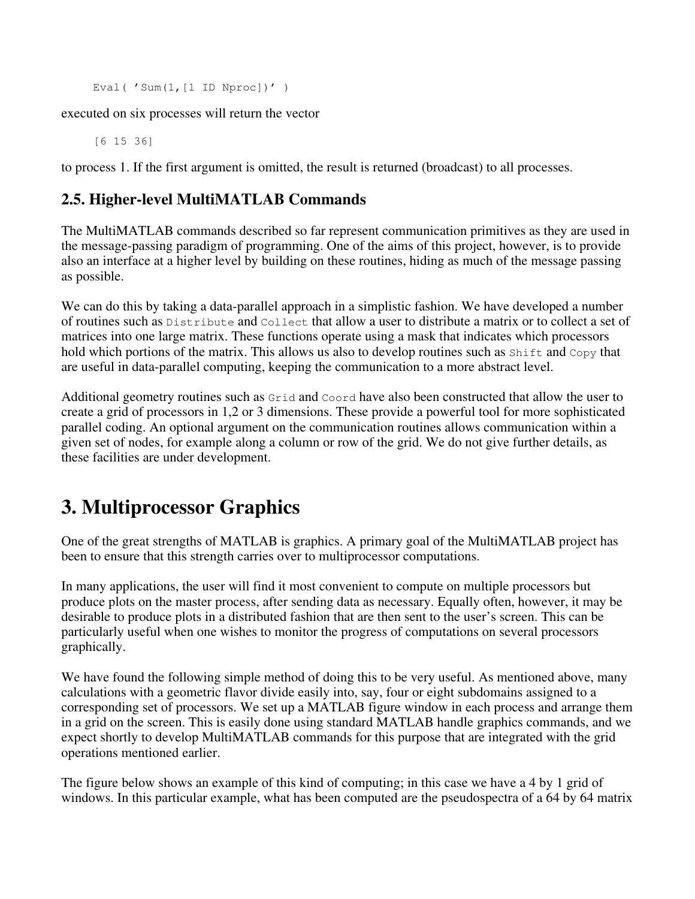```
Eval( 'Sum(1,[1 ID Nproc])' )
```

executed on six processes will return the vector

```
[6 15 36]
```

to process 1. If the first argument is omitted, the result is returned (broadcast) to all processes.

### 2.5. Higher-level MultiMATLAB Commands

The MultiMATLAB commands described so far represent communication primitives as they are used in the message-passing paradigm of programming. One of the aims of this project, however, is to provide also an interface at a higher level by building on these routines, hiding as much of the message passing as possible.

We can do this by taking a data-parallel approach in a simplistic fashion. We have developed a number of routines such as `Distribute` and `Collect` that allow a user to distribute a matrix or to collect a set of matrices into one large matrix. These functions operate using a mask that indicates which processors hold which portions of the matrix. This allows us also to develop routines such as `Shift` and `Copy` that are useful in data-parallel computing, keeping the communication to a more abstract level.

Additional geometry routines such as `Grid` and `Coord` have also been constructed that allow the user to create a grid of processors in 1,2 or 3 dimensions. These provide a powerful tool for more sophisticated parallel coding. An optional argument on the communication routines allows communication within a given set of nodes, for example along a column or row of the grid. We do not give further details, as these facilities are under development.

# 3. Multiprocessor Graphics

One of the great strengths of MATLAB is graphics. A primary goal of the MultiMATLAB project has been to ensure that this strength carries over to multiprocessor computations.

In many applications, the user will find it most convenient to compute on multiple processors but produce plots on the master process, after sending data as necessary. Equally often, however, it may be desirable to produce plots in a distributed fashion that are then sent to the user's screen. This can be particularly useful when one wishes to monitor the progress of computations on several processors graphically.

We have found the following simple method of doing this to be very useful. As mentioned above, many calculations with a geometric flavor divide easily into, say, four or eight subdomains assigned to a corresponding set of processors. We set up a MATLAB figure window in each process and arrange them in a grid on the screen. This is easily done using standard MATLAB handle graphics commands, and we expect shortly to develop MultiMATLAB commands for this purpose that are integrated with the grid operations mentioned earlier.

The figure below shows an example of this kind of computing; in this case we have a 4 by 1 grid of windows. In this particular example, what has been computed are the pseudospectra of a 64 by 64 matrix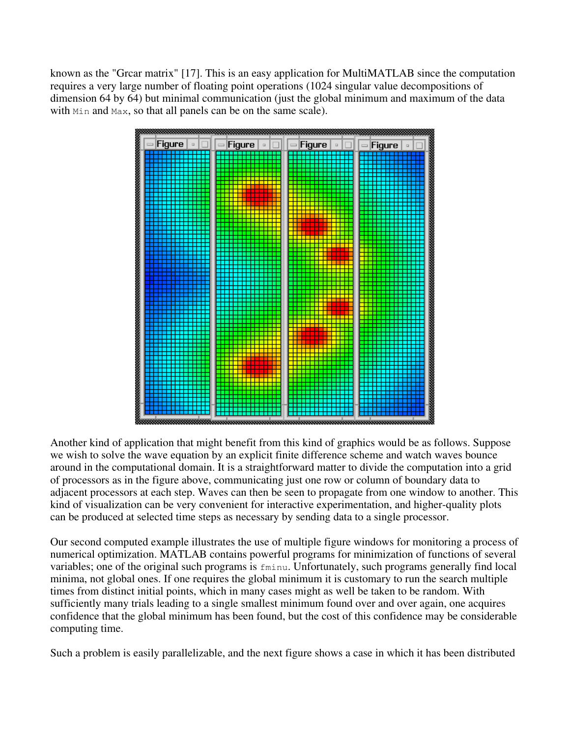known as the "Grcar matrix" [17]. This is an easy application for MultiMATLAB since the computation requires a very large number of floating point operations (1024 singular value decompositions of dimension 64 by 64) but minimal communication (just the global minimum and maximum of the data with `Min` and `Max`, so that all panels can be on the same scale).

Another kind of application that might benefit from this kind of graphics would be as follows. Suppose we wish to solve the wave equation by an explicit finite difference scheme and watch waves bounce around in the computational domain. It is a straightforward matter to divide the computation into a grid of processors as in the figure above, communicating just one row or column of boundary data to adjacent processors at each step. Waves can then be seen to propagate from one window to another. This kind of visualization can be very convenient for interactive experimentation, and higher-quality plots can be produced at selected time steps as necessary by sending data to a single processor.

Our second computed example illustrates the use of multiple figure windows for monitoring a process of numerical optimization. MATLAB contains powerful programs for minimization of functions of several variables; one of the original such programs is `fminu`. Unfortunately, such programs generally find local minima, not global ones. If one requires the global minimum it is customary to run the search multiple times from distinct initial points, which in many cases might as well be taken to be random. With sufficiently many trials leading to a single smallest minimum found over and over again, one acquires confidence that the global minimum has been found, but the cost of this confidence may be considerable computing time.

Such a problem is easily parallelizable, and the next figure shows a case in which it has been distributed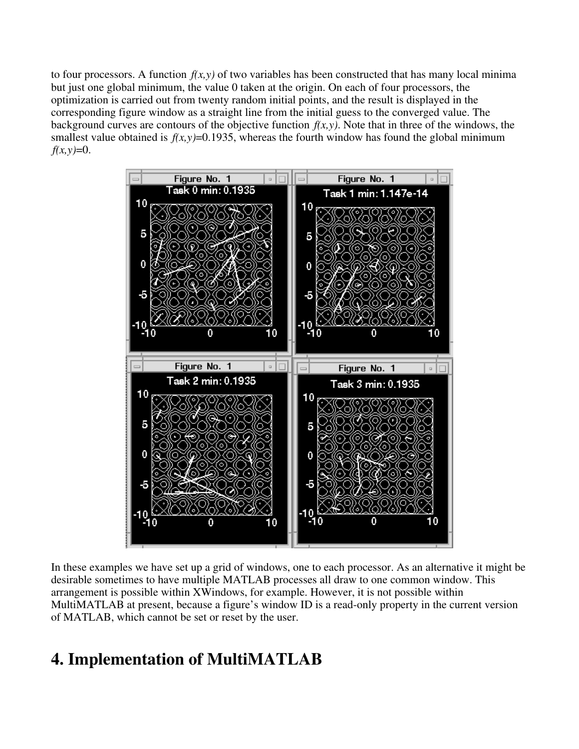to four processors. A function *f(x,y)* of two variables has been constructed that has many local minima but just one global minimum, the value 0 taken at the origin. On each of four processors, the optimization is carried out from twenty random initial points, and the result is displayed in the corresponding figure window as a straight line from the initial guess to the converged value. The background curves are contours of the objective function *f(x,y)*. Note that in three of the windows, the smallest value obtained is *f(x,y)*=0.1935, whereas the fourth window has found the global minimum *f(x,y)*=0.

In these examples we have set up a grid of windows, one to each processor. As an alternative it might be desirable sometimes to have multiple MATLAB processes all draw to one common window. This arrangement is possible within XWindows, for example. However, it is not possible within MultiMATLAB at present, because a figure's window ID is a read-only property in the current version of MATLAB, which cannot be set or reset by the user.

# 4. Implementation of MultiMATLAB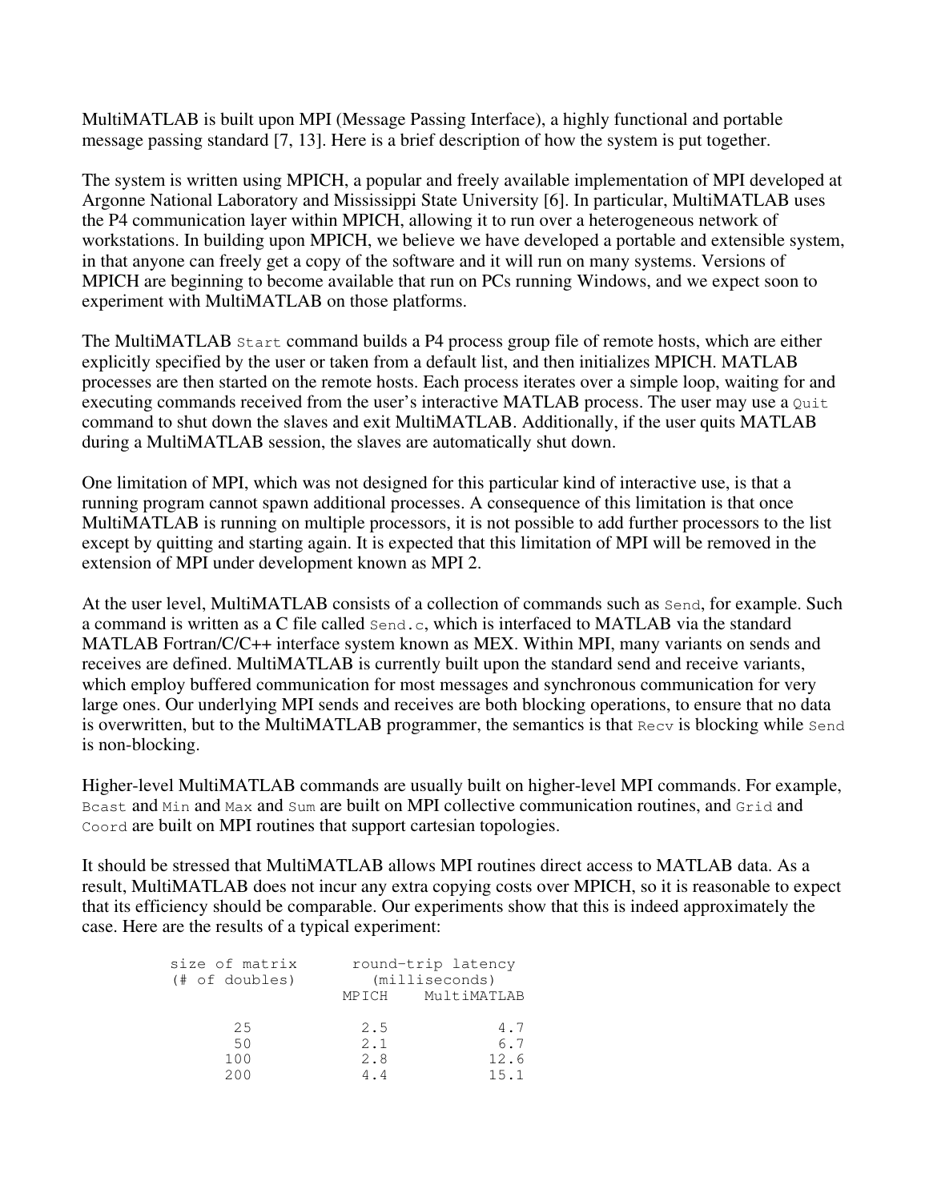MultiMATLAB is built upon MPI (Message Passing Interface), a highly functional and portable message passing standard [7, 13]. Here is a brief description of how the system is put together.

The system is written using MPICH, a popular and freely available implementation of MPI developed at Argonne National Laboratory and Mississippi State University [6]. In particular, MultiMATLAB uses the P4 communication layer within MPICH, allowing it to run over a heterogeneous network of workstations. In building upon MPICH, we believe we have developed a portable and extensible system, in that anyone can freely get a copy of the software and it will run on many systems. Versions of MPICH are beginning to become available that run on PCs running Windows, and we expect soon to experiment with MultiMATLAB on those platforms.

The MultiMATLAB `Start` command builds a P4 process group file of remote hosts, which are either explicitly specified by the user or taken from a default list, and then initializes MPICH. MATLAB processes are then started on the remote hosts. Each process iterates over a simple loop, waiting for and executing commands received from the user's interactive MATLAB process. The user may use a `Quit` command to shut down the slaves and exit MultiMATLAB. Additionally, if the user quits MATLAB during a MultiMATLAB session, the slaves are automatically shut down.

One limitation of MPI, which was not designed for this particular kind of interactive use, is that a running program cannot spawn additional processes. A consequence of this limitation is that once MultiMATLAB is running on multiple processors, it is not possible to add further processors to the list except by quitting and starting again. It is expected that this limitation of MPI will be removed in the extension of MPI under development known as MPI 2.

At the user level, MultiMATLAB consists of a collection of commands such as `Send`, for example. Such a command is written as a C file called `Send.c`, which is interfaced to MATLAB via the standard MATLAB Fortran/C/C++ interface system known as MEX. Within MPI, many variants on sends and receives are defined. MultiMATLAB is currently built upon the standard send and receive variants, which employ buffered communication for most messages and synchronous communication for very large ones. Our underlying MPI sends and receives are both blocking operations, to ensure that no data is overwritten, but to the MultiMATLAB programmer, the semantics is that `Recv` is blocking while `Send` is non-blocking.

Higher-level MultiMATLAB commands are usually built on higher-level MPI commands. For example, `Bcast` and `Min` and `Max` and `Sum` are built on MPI collective communication routines, and `Grid` and `Coord` are built on MPI routines that support cartesian topologies.

It should be stressed that MultiMATLAB allows MPI routines direct access to MATLAB data. As a result, MultiMATLAB does not incur any extra copying costs over MPICH, so it is reasonable to expect that its efficiency should be comparable. Our experiments show that this is indeed approximately the case. Here are the results of a typical experiment:

| size of matrix (# of doubles) | round-trip latency (milliseconds) | |
|---|---|---|
| | MPICH | MultiMATLAB |
| 25 | 2.5 | 4.7 |
| 50 | 2.1 | 6.7 |
| 100 | 2.8 | 12.6 |
| 200 | 4.4 | 15.1 |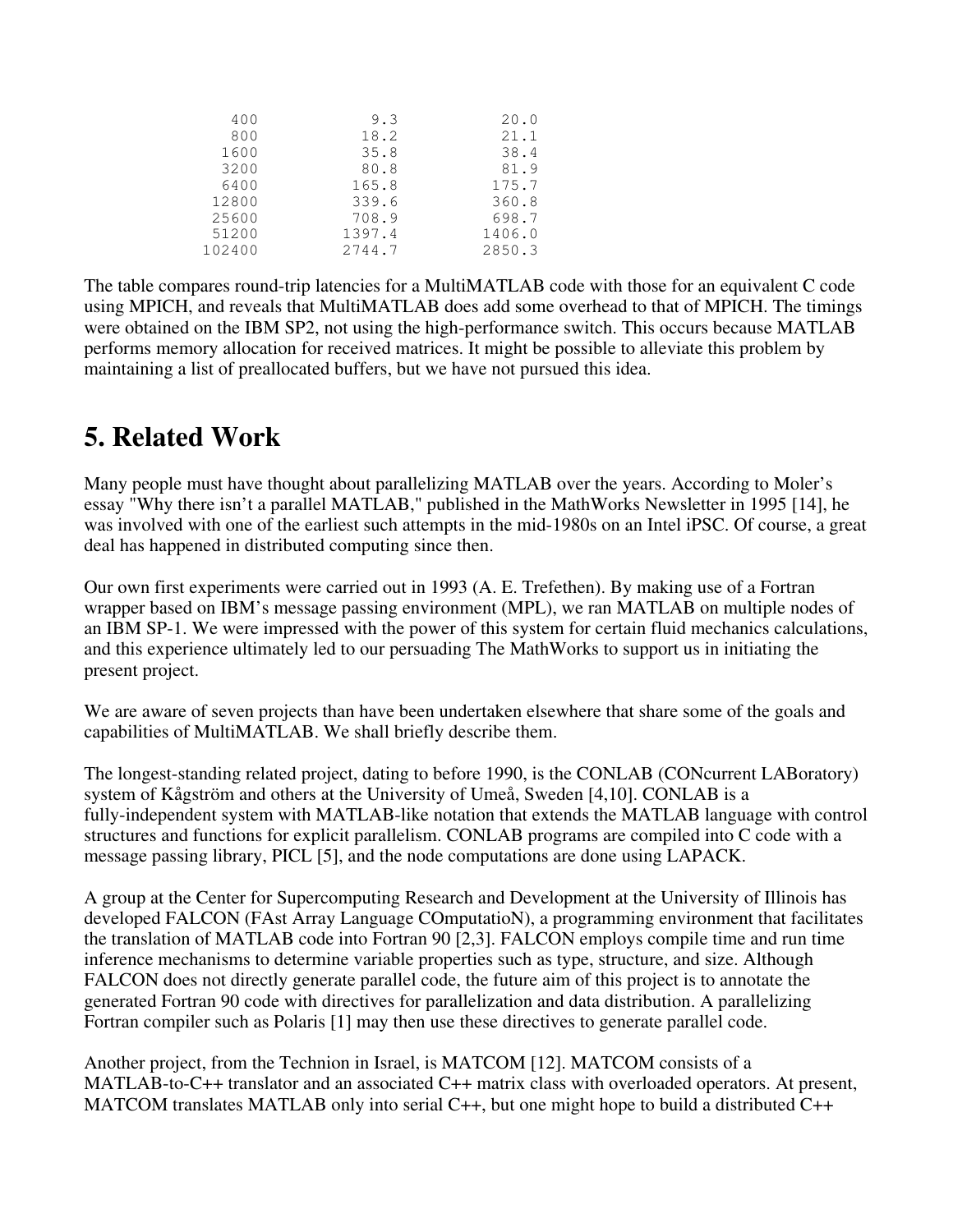| | | |
|---|---|---|
| 400 | 9.3 | 20.0 |
| 800 | 18.2 | 21.1 |
| 1600 | 35.8 | 38.4 |
| 3200 | 80.8 | 81.9 |
| 6400 | 165.8 | 175.7 |
| 12800 | 339.6 | 360.8 |
| 25600 | 708.9 | 698.7 |
| 51200 | 1397.4 | 1406.0 |
| 102400 | 2744.7 | 2850.3 |

The table compares round-trip latencies for a MultiMATLAB code with those for an equivalent C code using MPICH, and reveals that MultiMATLAB does add some overhead to that of MPICH. The timings were obtained on the IBM SP2, not using the high-performance switch. This occurs because MATLAB performs memory allocation for received matrices. It might be possible to alleviate this problem by maintaining a list of preallocated buffers, but we have not pursued this idea.

## 5. Related Work

Many people must have thought about parallelizing MATLAB over the years. According to Moler's essay "Why there isn't a parallel MATLAB," published in the MathWorks Newsletter in 1995 [14], he was involved with one of the earliest such attempts in the mid-1980s on an Intel iPSC. Of course, a great deal has happened in distributed computing since then.

Our own first experiments were carried out in 1993 (A. E. Trefethen). By making use of a Fortran wrapper based on IBM's message passing environment (MPL), we ran MATLAB on multiple nodes of an IBM SP-1. We were impressed with the power of this system for certain fluid mechanics calculations, and this experience ultimately led to our persuading The MathWorks to support us in initiating the present project.

We are aware of seven projects than have been undertaken elsewhere that share some of the goals and capabilities of MultiMATLAB. We shall briefly describe them.

The longest-standing related project, dating to before 1990, is the CONLAB (CONcurrent LABoratory) system of Kågström and others at the University of Umeå, Sweden [4,10]. CONLAB is a fully-independent system with MATLAB-like notation that extends the MATLAB language with control structures and functions for explicit parallelism. CONLAB programs are compiled into C code with a message passing library, PICL [5], and the node computations are done using LAPACK.

A group at the Center for Supercomputing Research and Development at the University of Illinois has developed FALCON (FAst Array Language COmputatioN), a programming environment that facilitates the translation of MATLAB code into Fortran 90 [2,3]. FALCON employs compile time and run time inference mechanisms to determine variable properties such as type, structure, and size. Although FALCON does not directly generate parallel code, the future aim of this project is to annotate the generated Fortran 90 code with directives for parallelization and data distribution. A parallelizing Fortran compiler such as Polaris [1] may then use these directives to generate parallel code.

Another project, from the Technion in Israel, is MATCOM [12]. MATCOM consists of a MATLAB-to-C++ translator and an associated C++ matrix class with overloaded operators. At present, MATCOM translates MATLAB only into serial C++, but one might hope to build a distributed C++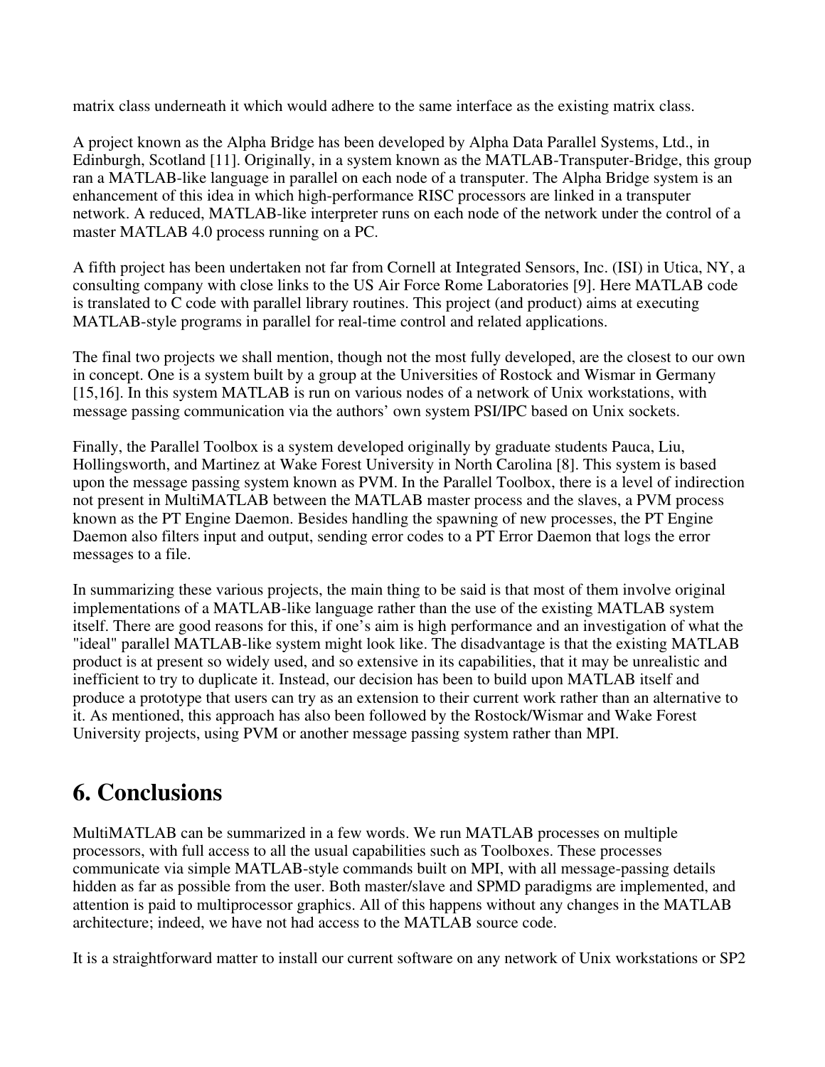matrix class underneath it which would adhere to the same interface as the existing matrix class.

A project known as the Alpha Bridge has been developed by Alpha Data Parallel Systems, Ltd., in Edinburgh, Scotland [11]. Originally, in a system known as the MATLAB-Transputer-Bridge, this group ran a MATLAB-like language in parallel on each node of a transputer. The Alpha Bridge system is an enhancement of this idea in which high-performance RISC processors are linked in a transputer network. A reduced, MATLAB-like interpreter runs on each node of the network under the control of a master MATLAB 4.0 process running on a PC.

A fifth project has been undertaken not far from Cornell at Integrated Sensors, Inc. (ISI) in Utica, NY, a consulting company with close links to the US Air Force Rome Laboratories [9]. Here MATLAB code is translated to C code with parallel library routines. This project (and product) aims at executing MATLAB-style programs in parallel for real-time control and related applications.

The final two projects we shall mention, though not the most fully developed, are the closest to our own in concept. One is a system built by a group at the Universities of Rostock and Wismar in Germany [15,16]. In this system MATLAB is run on various nodes of a network of Unix workstations, with message passing communication via the authors' own system PSI/IPC based on Unix sockets.

Finally, the Parallel Toolbox is a system developed originally by graduate students Pauca, Liu, Hollingsworth, and Martinez at Wake Forest University in North Carolina [8]. This system is based upon the message passing system known as PVM. In the Parallel Toolbox, there is a level of indirection not present in MultiMATLAB between the MATLAB master process and the slaves, a PVM process known as the PT Engine Daemon. Besides handling the spawning of new processes, the PT Engine Daemon also filters input and output, sending error codes to a PT Error Daemon that logs the error messages to a file.

In summarizing these various projects, the main thing to be said is that most of them involve original implementations of a MATLAB-like language rather than the use of the existing MATLAB system itself. There are good reasons for this, if one's aim is high performance and an investigation of what the "ideal" parallel MATLAB-like system might look like. The disadvantage is that the existing MATLAB product is at present so widely used, and so extensive in its capabilities, that it may be unrealistic and inefficient to try to duplicate it. Instead, our decision has been to build upon MATLAB itself and produce a prototype that users can try as an extension to their current work rather than an alternative to it. As mentioned, this approach has also been followed by the Rostock/Wismar and Wake Forest University projects, using PVM or another message passing system rather than MPI.

# 6. Conclusions

MultiMATLAB can be summarized in a few words. We run MATLAB processes on multiple processors, with full access to all the usual capabilities such as Toolboxes. These processes communicate via simple MATLAB-style commands built on MPI, with all message-passing details hidden as far as possible from the user. Both master/slave and SPMD paradigms are implemented, and attention is paid to multiprocessor graphics. All of this happens without any changes in the MATLAB architecture; indeed, we have not had access to the MATLAB source code.

It is a straightforward matter to install our current software on any network of Unix workstations or SP2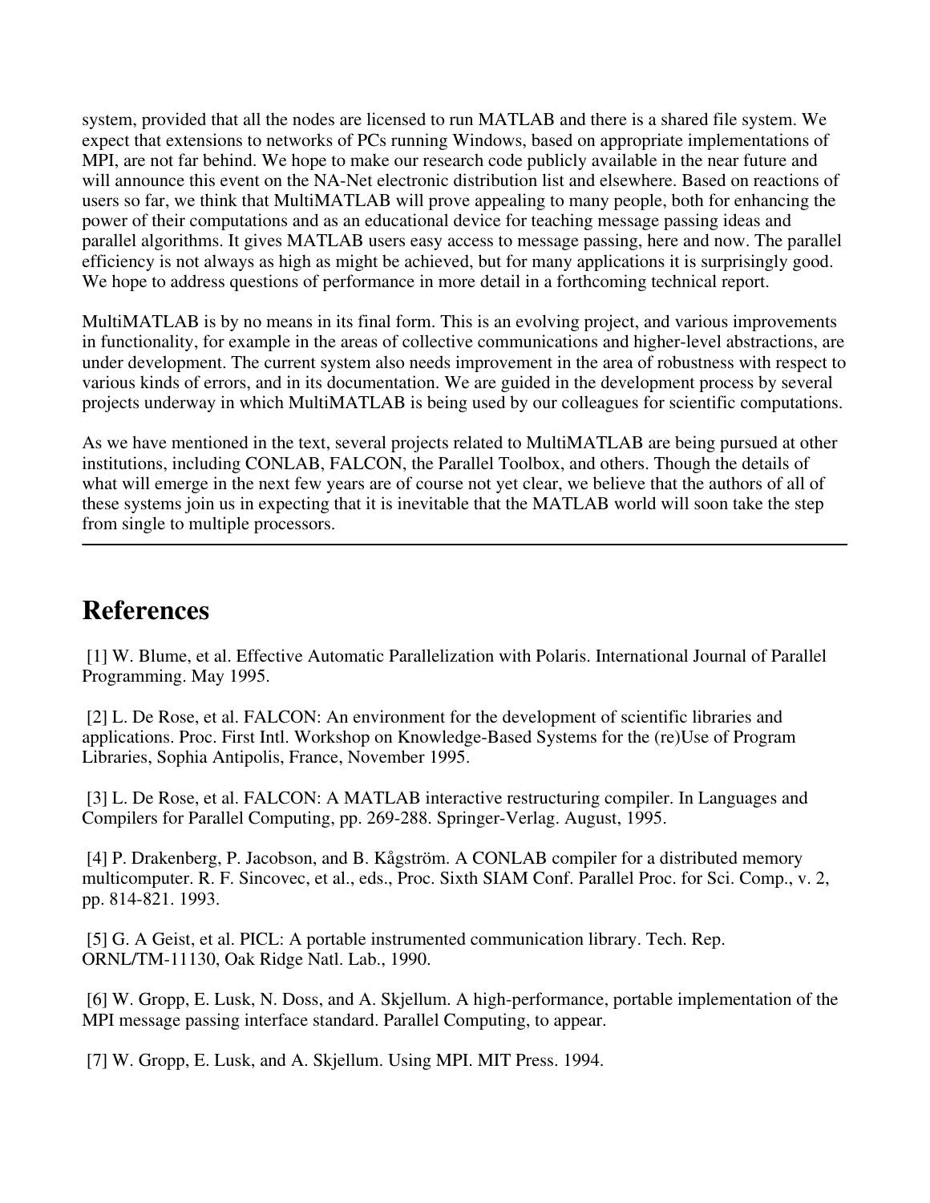system, provided that all the nodes are licensed to run MATLAB and there is a shared file system. We expect that extensions to networks of PCs running Windows, based on appropriate implementations of MPI, are not far behind. We hope to make our research code publicly available in the near future and will announce this event on the NA-Net electronic distribution list and elsewhere. Based on reactions of users so far, we think that MultiMATLAB will prove appealing to many people, both for enhancing the power of their computations and as an educational device for teaching message passing ideas and parallel algorithms. It gives MATLAB users easy access to message passing, here and now. The parallel efficiency is not always as high as might be achieved, but for many applications it is surprisingly good. We hope to address questions of performance in more detail in a forthcoming technical report.

MultiMATLAB is by no means in its final form. This is an evolving project, and various improvements in functionality, for example in the areas of collective communications and higher-level abstractions, are under development. The current system also needs improvement in the area of robustness with respect to various kinds of errors, and in its documentation. We are guided in the development process by several projects underway in which MultiMATLAB is being used by our colleagues for scientific computations.

As we have mentioned in the text, several projects related to MultiMATLAB are being pursued at other institutions, including CONLAB, FALCON, the Parallel Toolbox, and others. Though the details of what will emerge in the next few years are of course not yet clear, we believe that the authors of all of these systems join us in expecting that it is inevitable that the MATLAB world will soon take the step from single to multiple processors.

---

# References

[1] W. Blume, et al. Effective Automatic Parallelization with Polaris. International Journal of Parallel Programming. May 1995.

[2] L. De Rose, et al. FALCON: An environment for the development of scientific libraries and applications. Proc. First Intl. Workshop on Knowledge-Based Systems for the (re)Use of Program Libraries, Sophia Antipolis, France, November 1995.

[3] L. De Rose, et al. FALCON: A MATLAB interactive restructuring compiler. In Languages and Compilers for Parallel Computing, pp. 269-288. Springer-Verlag. August, 1995.

[4] P. Drakenberg, P. Jacobson, and B. Kågström. A CONLAB compiler for a distributed memory multicomputer. R. F. Sincovec, et al., eds., Proc. Sixth SIAM Conf. Parallel Proc. for Sci. Comp., v. 2, pp. 814-821. 1993.

[5] G. A Geist, et al. PICL: A portable instrumented communication library. Tech. Rep. ORNL/TM-11130, Oak Ridge Natl. Lab., 1990.

[6] W. Gropp, E. Lusk, N. Doss, and A. Skjellum. A high-performance, portable implementation of the MPI message passing interface standard. Parallel Computing, to appear.

[7] W. Gropp, E. Lusk, and A. Skjellum. Using MPI. MIT Press. 1994.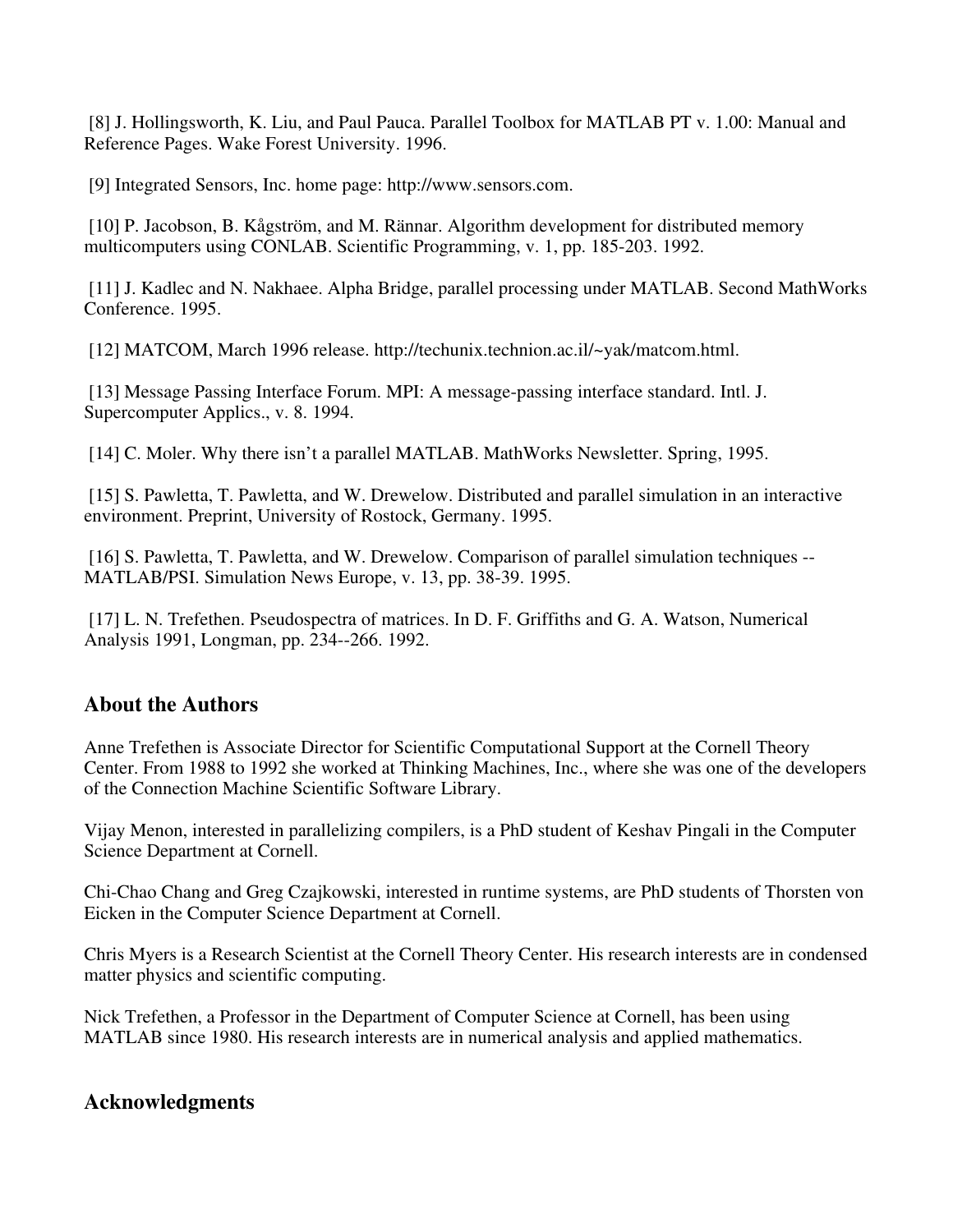[8] J. Hollingsworth, K. Liu, and Paul Pauca. Parallel Toolbox for MATLAB PT v. 1.00: Manual and Reference Pages. Wake Forest University. 1996.

[9] Integrated Sensors, Inc. home page: http://www.sensors.com.

[10] P. Jacobson, B. Kågström, and M. Rännar. Algorithm development for distributed memory multicomputers using CONLAB. Scientific Programming, v. 1, pp. 185-203. 1992.

[11] J. Kadlec and N. Nakhaee. Alpha Bridge, parallel processing under MATLAB. Second MathWorks Conference. 1995.

[12] MATCOM, March 1996 release. http://techunix.technion.ac.il/~yak/matcom.html.

[13] Message Passing Interface Forum. MPI: A message-passing interface standard. Intl. J. Supercomputer Applics., v. 8. 1994.

[14] C. Moler. Why there isn't a parallel MATLAB. MathWorks Newsletter. Spring, 1995.

[15] S. Pawletta, T. Pawletta, and W. Drewelow. Distributed and parallel simulation in an interactive environment. Preprint, University of Rostock, Germany. 1995.

[16] S. Pawletta, T. Pawletta, and W. Drewelow. Comparison of parallel simulation techniques -- MATLAB/PSI. Simulation News Europe, v. 13, pp. 38-39. 1995.

[17] L. N. Trefethen. Pseudospectra of matrices. In D. F. Griffiths and G. A. Watson, Numerical Analysis 1991, Longman, pp. 234--266. 1992.

## About the Authors

Anne Trefethen is Associate Director for Scientific Computational Support at the Cornell Theory Center. From 1988 to 1992 she worked at Thinking Machines, Inc., where she was one of the developers of the Connection Machine Scientific Software Library.

Vijay Menon, interested in parallelizing compilers, is a PhD student of Keshav Pingali in the Computer Science Department at Cornell.

Chi-Chao Chang and Greg Czajkowski, interested in runtime systems, are PhD students of Thorsten von Eicken in the Computer Science Department at Cornell.

Chris Myers is a Research Scientist at the Cornell Theory Center. His research interests are in condensed matter physics and scientific computing.

Nick Trefethen, a Professor in the Department of Computer Science at Cornell, has been using MATLAB since 1980. His research interests are in numerical analysis and applied mathematics.

## Acknowledgments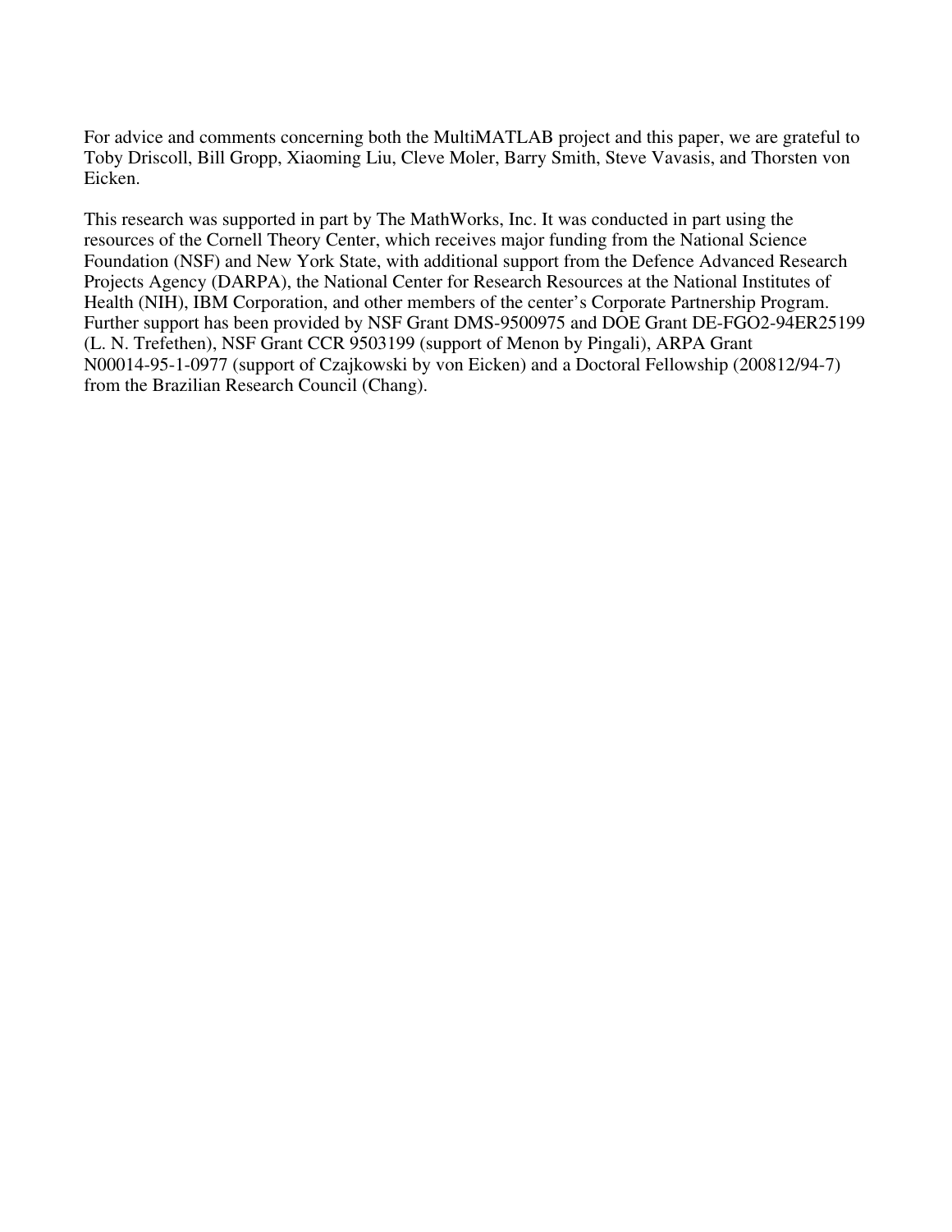For advice and comments concerning both the MultiMATLAB project and this paper, we are grateful to Toby Driscoll, Bill Gropp, Xiaoming Liu, Cleve Moler, Barry Smith, Steve Vavasis, and Thorsten von Eicken.

This research was supported in part by The MathWorks, Inc. It was conducted in part using the resources of the Cornell Theory Center, which receives major funding from the National Science Foundation (NSF) and New York State, with additional support from the Defence Advanced Research Projects Agency (DARPA), the National Center for Research Resources at the National Institutes of Health (NIH), IBM Corporation, and other members of the center's Corporate Partnership Program. Further support has been provided by NSF Grant DMS-9500975 and DOE Grant DE-FGO2-94ER25199 (L. N. Trefethen), NSF Grant CCR 9503199 (support of Menon by Pingali), ARPA Grant N00014-95-1-0977 (support of Czajkowski by von Eicken) and a Doctoral Fellowship (200812/94-7) from the Brazilian Research Council (Chang).